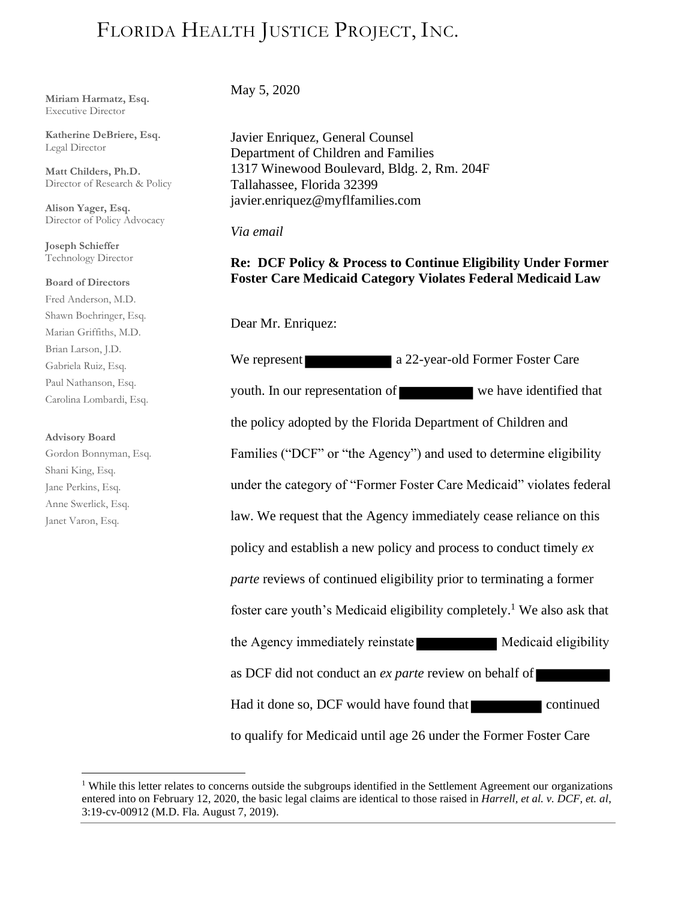# FLORIDA HEALTH JUSTICE PROJECT, INC.

**Miriam Harmatz, Esq.**
Executive Director

**Katherine DeBriere, Esq.**
Legal Director

**Matt Childers, Ph.D.**
Director of Research & Policy

**Alison Yager, Esq.**
Director of Policy Advocacy

**Joseph Schieffer**
Technology Director

**Board of Directors**
Fred Anderson, M.D.
Shawn Boehringer, Esq.
Marian Griffiths, M.D.
Brian Larson, J.D.
Gabriela Ruiz, Esq.
Paul Nathanson, Esq.
Carolina Lombardi, Esq.

**Advisory Board**
Gordon Bonnyman, Esq.
Shani King, Esq.
Jane Perkins, Esq.
Anne Swerlick, Esq.
Janet Varon, Esq.

May 5, 2020

Javier Enriquez, General Counsel
Department of Children and Families
1317 Winewood Boulevard, Bldg. 2, Rm. 204F
Tallahassee, Florida 32399
javier.enriquez@myflfamilies.com

*Via email*

**Re: DCF Policy & Process to Continue Eligibility Under Former Foster Care Medicaid Category Violates Federal Medicaid Law**

Dear Mr. Enriquez:

We represent [REDACTED] a 22-year-old Former Foster Care youth. In our representation of [REDACTED] we have identified that the policy adopted by the Florida Department of Children and Families ("DCF" or "the Agency") and used to determine eligibility under the category of "Former Foster Care Medicaid" violates federal law. We request that the Agency immediately cease reliance on this policy and establish a new policy and process to conduct timely *ex parte* reviews of continued eligibility prior to terminating a former foster care youth's Medicaid eligibility completely.[1] We also ask that the Agency immediately reinstate [REDACTED] Medicaid eligibility as DCF did not conduct an *ex parte* review on behalf of [REDACTED] Had it done so, DCF would have found that [REDACTED] continued to qualify for Medicaid until age 26 under the Former Foster Care

[1] While this letter relates to concerns outside the subgroups identified in the Settlement Agreement our organizations entered into on February 12, 2020, the basic legal claims are identical to those raised in *Harrell, et al. v. DCF, et. al*, 3:19-cv-00912 (M.D. Fla. August 7, 2019).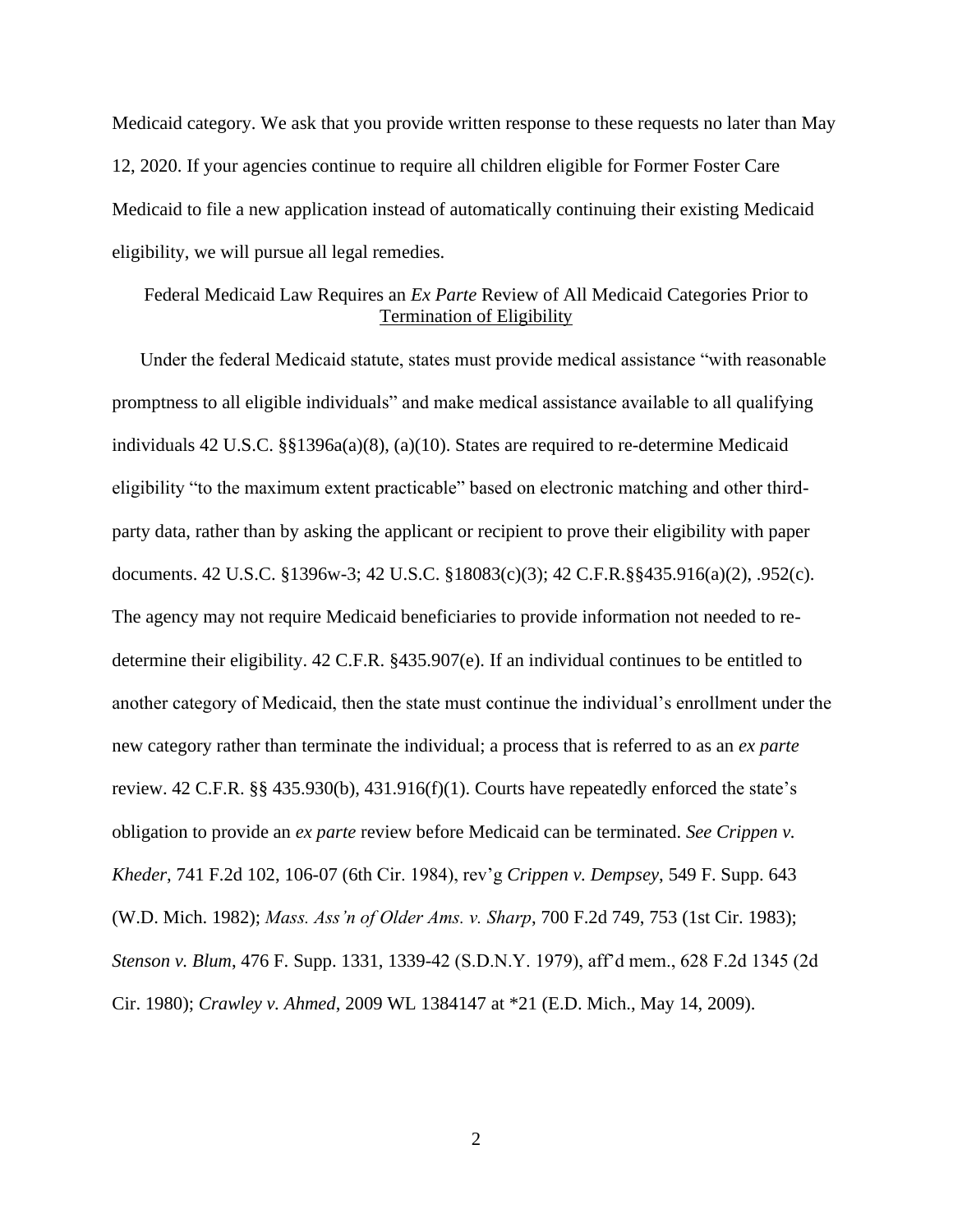Medicaid category. We ask that you provide written response to these requests no later than May 12, 2020. If your agencies continue to require all children eligible for Former Foster Care Medicaid to file a new application instead of automatically continuing their existing Medicaid eligibility, we will pursue all legal remedies.

Federal Medicaid Law Requires an *Ex Parte* Review of All Medicaid Categories Prior to Termination of Eligibility

Under the federal Medicaid statute, states must provide medical assistance "with reasonable promptness to all eligible individuals" and make medical assistance available to all qualifying individuals 42 U.S.C. §§1396a(a)(8), (a)(10). States are required to re-determine Medicaid eligibility "to the maximum extent practicable" based on electronic matching and other third-party data, rather than by asking the applicant or recipient to prove their eligibility with paper documents. 42 U.S.C. §1396w-3; 42 U.S.C. §18083(c)(3); 42 C.F.R.§§435.916(a)(2), .952(c). The agency may not require Medicaid beneficiaries to provide information not needed to re-determine their eligibility. 42 C.F.R. §435.907(e). If an individual continues to be entitled to another category of Medicaid, then the state must continue the individual's enrollment under the new category rather than terminate the individual; a process that is referred to as an *ex parte* review. 42 C.F.R. §§ 435.930(b), 431.916(f)(1). Courts have repeatedly enforced the state's obligation to provide an *ex parte* review before Medicaid can be terminated. *See Crippen v. Kheder*, 741 F.2d 102, 106-07 (6th Cir. 1984), rev'g *Crippen v. Dempsey*, 549 F. Supp. 643 (W.D. Mich. 1982); *Mass. Ass'n of Older Ams. v. Sharp*, 700 F.2d 749, 753 (1st Cir. 1983); *Stenson v. Blum*, 476 F. Supp. 1331, 1339-42 (S.D.N.Y. 1979), aff'd mem., 628 F.2d 1345 (2d Cir. 1980); *Crawley v. Ahmed*, 2009 WL 1384147 at *21 (E.D. Mich., May 14, 2009).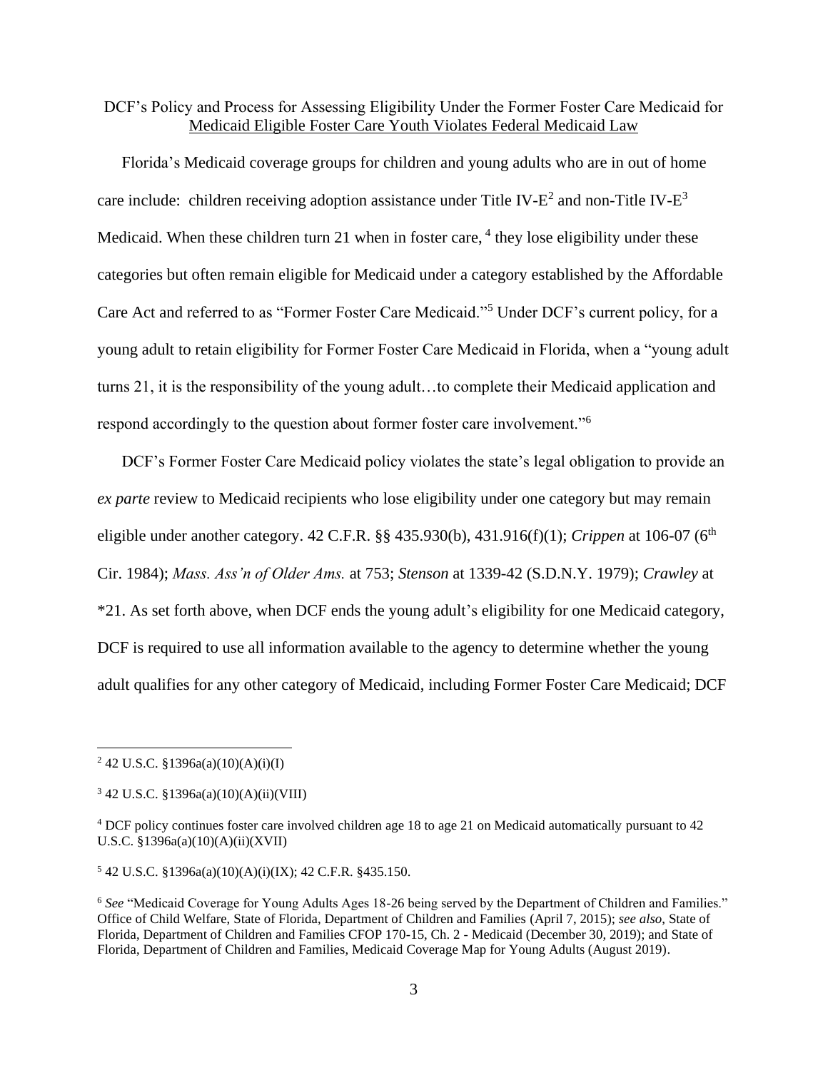DCF's Policy and Process for Assessing Eligibility Under the Former Foster Care Medicaid for Medicaid Eligible Foster Care Youth Violates Federal Medicaid Law

Florida's Medicaid coverage groups for children and young adults who are in out of home care include: children receiving adoption assistance under Title IV-E[2] and non-Title IV-E[3] Medicaid. When these children turn 21 when in foster care, [4] they lose eligibility under these categories but often remain eligible for Medicaid under a category established by the Affordable Care Act and referred to as "Former Foster Care Medicaid."[5] Under DCF's current policy, for a young adult to retain eligibility for Former Foster Care Medicaid in Florida, when a "young adult turns 21, it is the responsibility of the young adult…to complete their Medicaid application and respond accordingly to the question about former foster care involvement."[6]

DCF's Former Foster Care Medicaid policy violates the state's legal obligation to provide an *ex parte* review to Medicaid recipients who lose eligibility under one category but may remain eligible under another category. 42 C.F.R. §§ 435.930(b), 431.916(f)(1); *Crippen* at 106-07 (6th Cir. 1984); *Mass. Ass'n of Older Ams.* at 753; *Stenson* at 1339-42 (S.D.N.Y. 1979); *Crawley* at *21. As set forth above, when DCF ends the young adult's eligibility for one Medicaid category, DCF is required to use all information available to the agency to determine whether the young adult qualifies for any other category of Medicaid, including Former Foster Care Medicaid; DCF

---

[2] 42 U.S.C. §1396a(a)(10)(A)(i)(I)

[3] 42 U.S.C. §1396a(a)(10)(A)(ii)(VIII)

[4] DCF policy continues foster care involved children age 18 to age 21 on Medicaid automatically pursuant to 42 U.S.C. §1396a(a)(10)(A)(ii)(XVII)

[5] 42 U.S.C. §1396a(a)(10)(A)(i)(IX); 42 C.F.R. §435.150.

[6] *See* "Medicaid Coverage for Young Adults Ages 18-26 being served by the Department of Children and Families." Office of Child Welfare, State of Florida, Department of Children and Families (April 7, 2015); *see also*, State of Florida, Department of Children and Families CFOP 170-15, Ch. 2 - Medicaid (December 30, 2019); and State of Florida, Department of Children and Families, Medicaid Coverage Map for Young Adults (August 2019).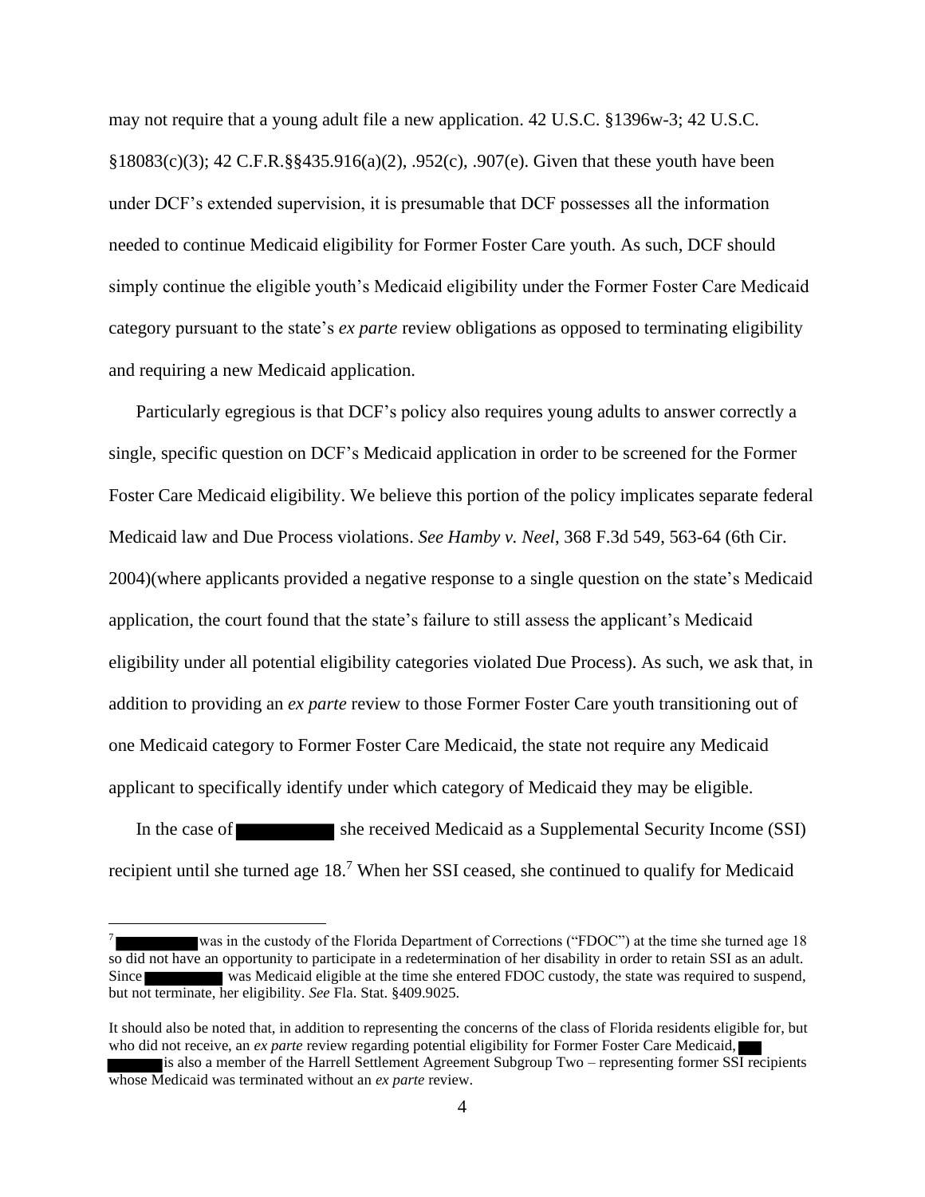may not require that a young adult file a new application. 42 U.S.C. §1396w-3; 42 U.S.C. §18083(c)(3); 42 C.F.R.§§435.916(a)(2), .952(c), .907(e). Given that these youth have been under DCF's extended supervision, it is presumable that DCF possesses all the information needed to continue Medicaid eligibility for Former Foster Care youth. As such, DCF should simply continue the eligible youth's Medicaid eligibility under the Former Foster Care Medicaid category pursuant to the state's *ex parte* review obligations as opposed to terminating eligibility and requiring a new Medicaid application.

Particularly egregious is that DCF's policy also requires young adults to answer correctly a single, specific question on DCF's Medicaid application in order to be screened for the Former Foster Care Medicaid eligibility. We believe this portion of the policy implicates separate federal Medicaid law and Due Process violations. *See Hamby v. Neel*, 368 F.3d 549, 563-64 (6th Cir. 2004)(where applicants provided a negative response to a single question on the state's Medicaid application, the court found that the state's failure to still assess the applicant's Medicaid eligibility under all potential eligibility categories violated Due Process). As such, we ask that, in addition to providing an *ex parte* review to those Former Foster Care youth transitioning out of one Medicaid category to Former Foster Care Medicaid, the state not require any Medicaid applicant to specifically identify under which category of Medicaid they may be eligible.

In the case of [REDACTED] she received Medicaid as a Supplemental Security Income (SSI) recipient until she turned age 18.[7] When her SSI ceased, she continued to qualify for Medicaid

---

[7] [REDACTED] was in the custody of the Florida Department of Corrections ("FDOC") at the time she turned age 18 so did not have an opportunity to participate in a redetermination of her disability in order to retain SSI as an adult. Since [REDACTED] was Medicaid eligible at the time she entered FDOC custody, the state was required to suspend, but not terminate, her eligibility. *See* Fla. Stat. §409.9025.

It should also be noted that, in addition to representing the concerns of the class of Florida residents eligible for, but who did not receive, an *ex parte* review regarding potential eligibility for Former Foster Care Medicaid, [REDACTED] is also a member of the Harrell Settlement Agreement Subgroup Two – representing former SSI recipients whose Medicaid was terminated without an *ex parte* review.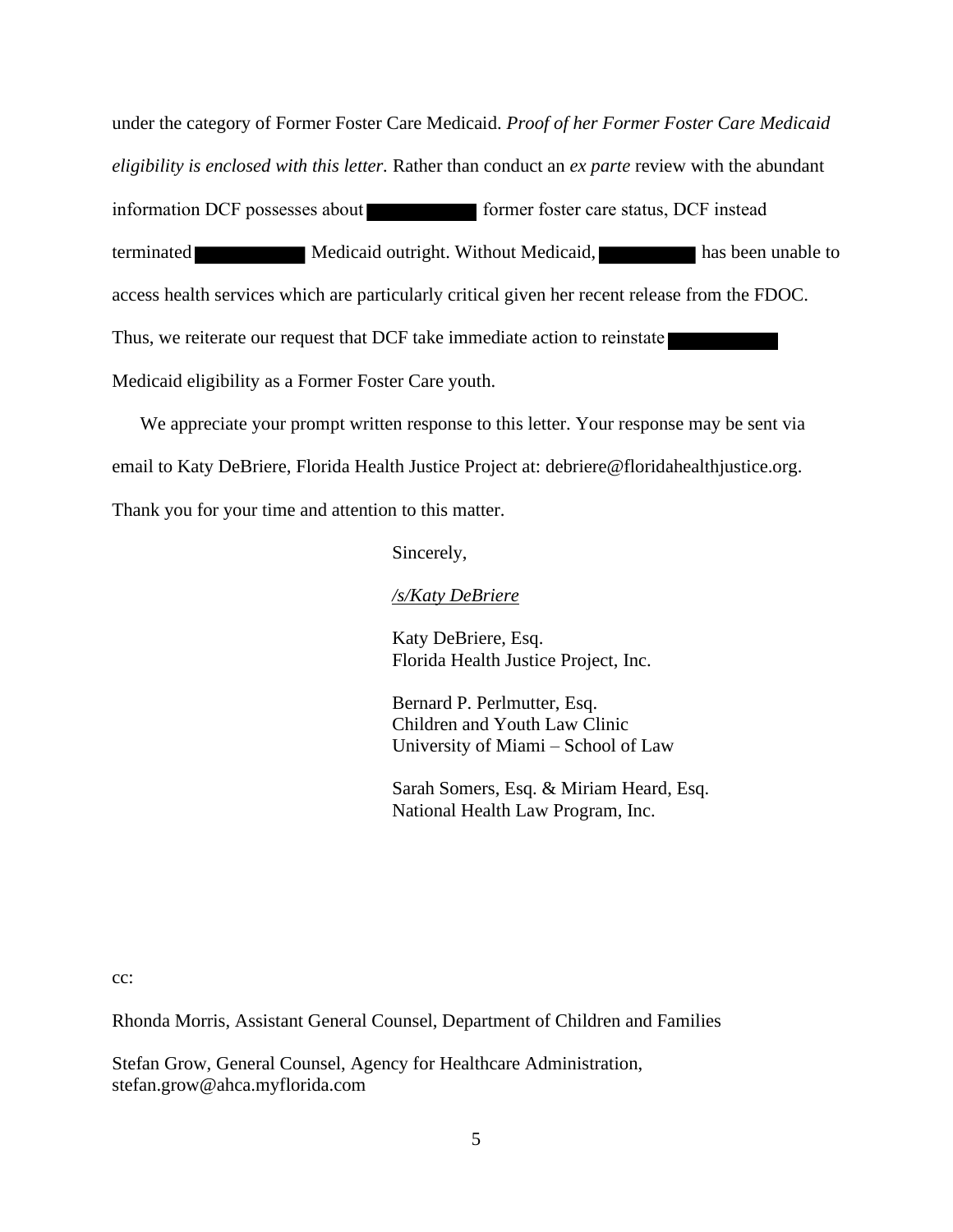under the category of Former Foster Care Medicaid. *Proof of her Former Foster Care Medicaid eligibility is enclosed with this letter.* Rather than conduct an *ex parte* review with the abundant information DCF possesses about ██████ former foster care status, DCF instead terminated ██████ Medicaid outright. Without Medicaid, ██████ has been unable to access health services which are particularly critical given her recent release from the FDOC. Thus, we reiterate our request that DCF take immediate action to reinstate ██████ Medicaid eligibility as a Former Foster Care youth.

We appreciate your prompt written response to this letter. Your response may be sent via email to Katy DeBriere, Florida Health Justice Project at: debriere@floridahealthjustice.org. Thank you for your time and attention to this matter.

Sincerely,

*/s/Katy DeBriere*

Katy DeBriere, Esq.
Florida Health Justice Project, Inc.

Bernard P. Perlmutter, Esq.
Children and Youth Law Clinic
University of Miami – School of Law

Sarah Somers, Esq. & Miriam Heard, Esq.
National Health Law Program, Inc.

cc:

Rhonda Morris, Assistant General Counsel, Department of Children and Families

Stefan Grow, General Counsel, Agency for Healthcare Administration, stefan.grow@ahca.myflorida.com